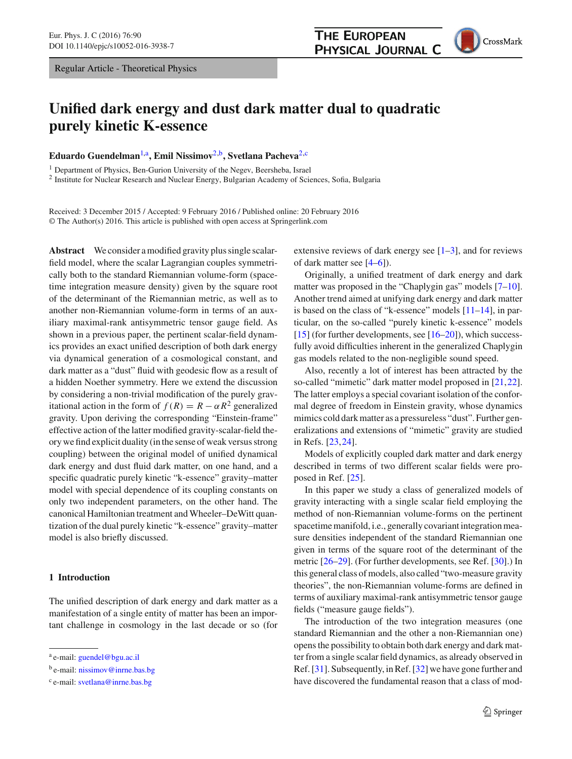Regular Article - Theoretical Physics

# Unified dark energy and dust dark matter dual to quadratic purely kinetic K-essence

**Eduardo Guendelman**[1,a], **Emil Nissimov**[2,b], **Svetlana Pacheva**[2,c]

[1] Department of Physics, Ben-Gurion University of the Negev, Beersheba, Israel
[2] Institute for Nuclear Research and Nuclear Energy, Bulgarian Academy of Sciences, Sofia, Bulgaria

Received: 3 December 2015 / Accepted: 9 February 2016 / Published online: 20 February 2016
© The Author(s) 2016. This article is published with open access at Springerlink.com

**Abstract** We consider a modified gravity plus single scalar-field model, where the scalar Lagrangian couples symmetrically both to the standard Riemannian volume-form (spacetime integration measure density) given by the square root of the determinant of the Riemannian metric, as well as to another non-Riemannian volume-form in terms of an auxiliary maximal-rank antisymmetric tensor gauge field. As shown in a previous paper, the pertinent scalar-field dynamics provides an exact unified description of both dark energy via dynamical generation of a cosmological constant, and dark matter as a "dust" fluid with geodesic flow as a result of a hidden Noether symmetry. Here we extend the discussion by considering a non-trivial modification of the purely gravitational action in the form of $f(R) = R - \alpha R^2$ generalized gravity. Upon deriving the corresponding "Einstein-frame" effective action of the latter modified gravity-scalar-field theory we find explicit duality (in the sense of weak versus strong coupling) between the original model of unified dynamical dark energy and dust fluid dark matter, on one hand, and a specific quadratic purely kinetic "k-essence" gravity–matter model with special dependence of its coupling constants on only two independent parameters, on the other hand. The canonical Hamiltonian treatment and Wheeler–DeWitt quantization of the dual purely kinetic "k-essence" gravity–matter model is also briefly discussed.

## 1 Introduction

The unified description of dark energy and dark matter as a manifestation of a single entity of matter has been an important challenge in cosmology in the last decade or so (for extensive reviews of dark energy see [1–3], and for reviews of dark matter see [4–6]).

Originally, a unified treatment of dark energy and dark matter was proposed in the "Chaplygin gas" models [7–10]. Another trend aimed at unifying dark energy and dark matter is based on the class of "k-essence" models [11–14], in particular, on the so-called "purely kinetic k-essence" models [15] (for further developments, see [16–20]), which successfully avoid difficulties inherent in the generalized Chaplygin gas models related to the non-negligible sound speed.

Also, recently a lot of interest has been attracted by the so-called "mimetic" dark matter model proposed in [21,22]. The latter employs a special covariant isolation of the conformal degree of freedom in Einstein gravity, whose dynamics mimics cold dark matter as a pressureless "dust". Further generalizations and extensions of "mimetic" gravity are studied in Refs. [23,24].

Models of explicitly coupled dark matter and dark energy described in terms of two different scalar fields were proposed in Ref. [25].

In this paper we study a class of generalized models of gravity interacting with a single scalar field employing the method of non-Riemannian volume-forms on the pertinent spacetime manifold, i.e., generally covariant integration measure densities independent of the standard Riemannian one given in terms of the square root of the determinant of the metric [26–29]. (For further developments, see Ref. [30].) In this general class of models, also called "two-measure gravity theories", the non-Riemannian volume-forms are defined in terms of auxiliary maximal-rank antisymmetric tensor gauge fields ("measure gauge fields").

The introduction of the two integration measures (one standard Riemannian and the other a non-Riemannian one) opens the possibility to obtain both dark energy and dark matter from a single scalar field dynamics, as already observed in Ref. [31]. Subsequently, in Ref. [32] we have gone further and have discovered the fundamental reason that a class of mod-

[a] e-mail: guendel@bgu.ac.il
[b] e-mail: nissimov@inrne.bas.bg
[c] e-mail: svetlana@inrne.bas.bg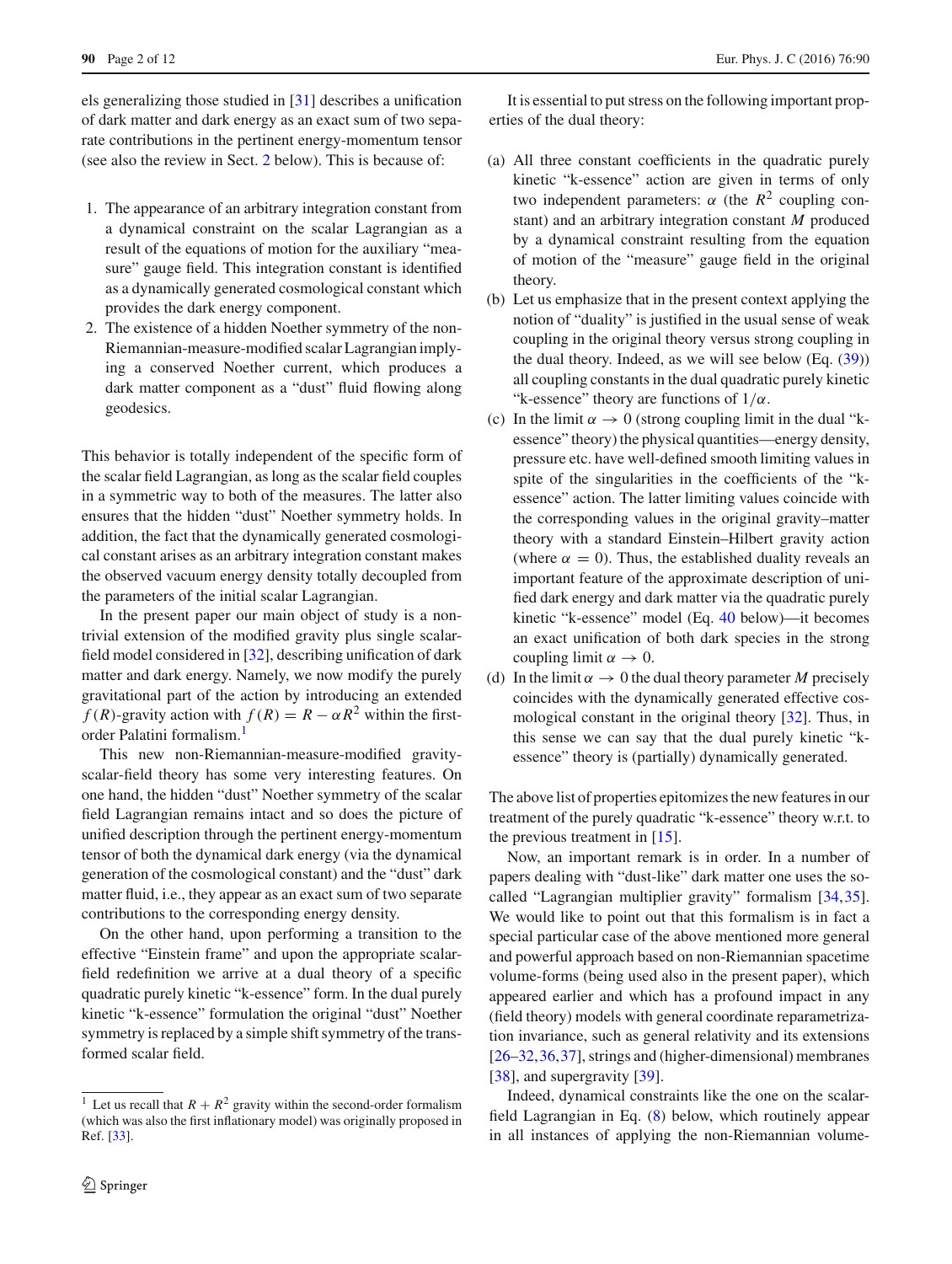els generalizing those studied in [31] describes a unification of dark matter and dark energy as an exact sum of two separate contributions in the pertinent energy-momentum tensor (see also the review in Sect. 2 below). This is because of:

1. The appearance of an arbitrary integration constant from a dynamical constraint on the scalar Lagrangian as a result of the equations of motion for the auxiliary "measure" gauge field. This integration constant is identified as a dynamically generated cosmological constant which provides the dark energy component.
2. The existence of a hidden Noether symmetry of the non-Riemannian-measure-modified scalar Lagrangian implying a conserved Noether current, which produces a dark matter component as a "dust" fluid flowing along geodesics.

This behavior is totally independent of the specific form of the scalar field Lagrangian, as long as the scalar field couples in a symmetric way to both of the measures. The latter also ensures that the hidden "dust" Noether symmetry holds. In addition, the fact that the dynamically generated cosmological constant arises as an arbitrary integration constant makes the observed vacuum energy density totally decoupled from the parameters of the initial scalar Lagrangian.

In the present paper our main object of study is a non-trivial extension of the modified gravity plus single scalar-field model considered in [32], describing unification of dark matter and dark energy. Namely, we now modify the purely gravitational part of the action by introducing an extended $f(R)$-gravity action with $f(R) = R - \alpha R^2$ within the first-order Palatini formalism.[1]

This new non-Riemannian-measure-modified gravity-scalar-field theory has some very interesting features. On one hand, the hidden "dust" Noether symmetry of the scalar field Lagrangian remains intact and so does the picture of unified description through the pertinent energy-momentum tensor of both the dynamical dark energy (via the dynamical generation of the cosmological constant) and the "dust" dark matter fluid, i.e., they appear as an exact sum of two separate contributions to the corresponding energy density.

On the other hand, upon performing a transition to the effective "Einstein frame" and upon the appropriate scalar-field redefinition we arrive at a dual theory of a specific quadratic purely kinetic "k-essence" form. In the dual purely kinetic "k-essence" formulation the original "dust" Noether symmetry is replaced by a simple shift symmetry of the transformed scalar field.

It is essential to put stress on the following important properties of the dual theory:

(a) All three constant coefficients in the quadratic purely kinetic "k-essence" action are given in terms of only two independent parameters: $\alpha$ (the $R^2$ coupling constant) and an arbitrary integration constant $M$ produced by a dynamical constraint resulting from the equation of motion of the "measure" gauge field in the original theory.

(b) Let us emphasize that in the present context applying the notion of "duality" is justified in the usual sense of weak coupling in the original theory versus strong coupling in the dual theory. Indeed, as we will see below (Eq. (39)) all coupling constants in the dual quadratic purely kinetic "k-essence" theory are functions of $1/\alpha$.

(c) In the limit $\alpha \to 0$ (strong coupling limit in the dual "k-essence" theory) the physical quantities—energy density, pressure etc. have well-defined smooth limiting values in spite of the singularities in the coefficients of the "k-essence" action. The latter limiting values coincide with the corresponding values in the original gravity–matter theory with a standard Einstein–Hilbert gravity action (where $\alpha = 0$). Thus, the established duality reveals an important feature of the approximate description of unified dark energy and dark matter via the quadratic purely kinetic "k-essence" model (Eq. 40 below)—it becomes an exact unification of both dark species in the strong coupling limit $\alpha \to 0$.

(d) In the limit $\alpha \to 0$ the dual theory parameter $M$ precisely coincides with the dynamically generated effective cosmological constant in the original theory [32]. Thus, in this sense we can say that the dual purely kinetic "k-essence" theory is (partially) dynamically generated.

The above list of properties epitomizes the new features in our treatment of the purely quadratic "k-essence" theory w.r.t. to the previous treatment in [15].

Now, an important remark is in order. In a number of papers dealing with "dust-like" dark matter one uses the so-called "Lagrangian multiplier gravity" formalism [34,35]. We would like to point out that this formalism is in fact a special particular case of the above mentioned more general and powerful approach based on non-Riemannian spacetime volume-forms (being used also in the present paper), which appeared earlier and which has a profound impact in any (field theory) models with general coordinate reparametrization invariance, such as general relativity and its extensions [26–32,36,37], strings and (higher-dimensional) membranes [38], and supergravity [39].

Indeed, dynamical constraints like the one on the scalar-field Lagrangian in Eq. (8) below, which routinely appear in all instances of applying the non-Riemannian volume-

[1] Let us recall that $R + R^2$ gravity within the second-order formalism (which was also the first inflationary model) was originally proposed in Ref. [33].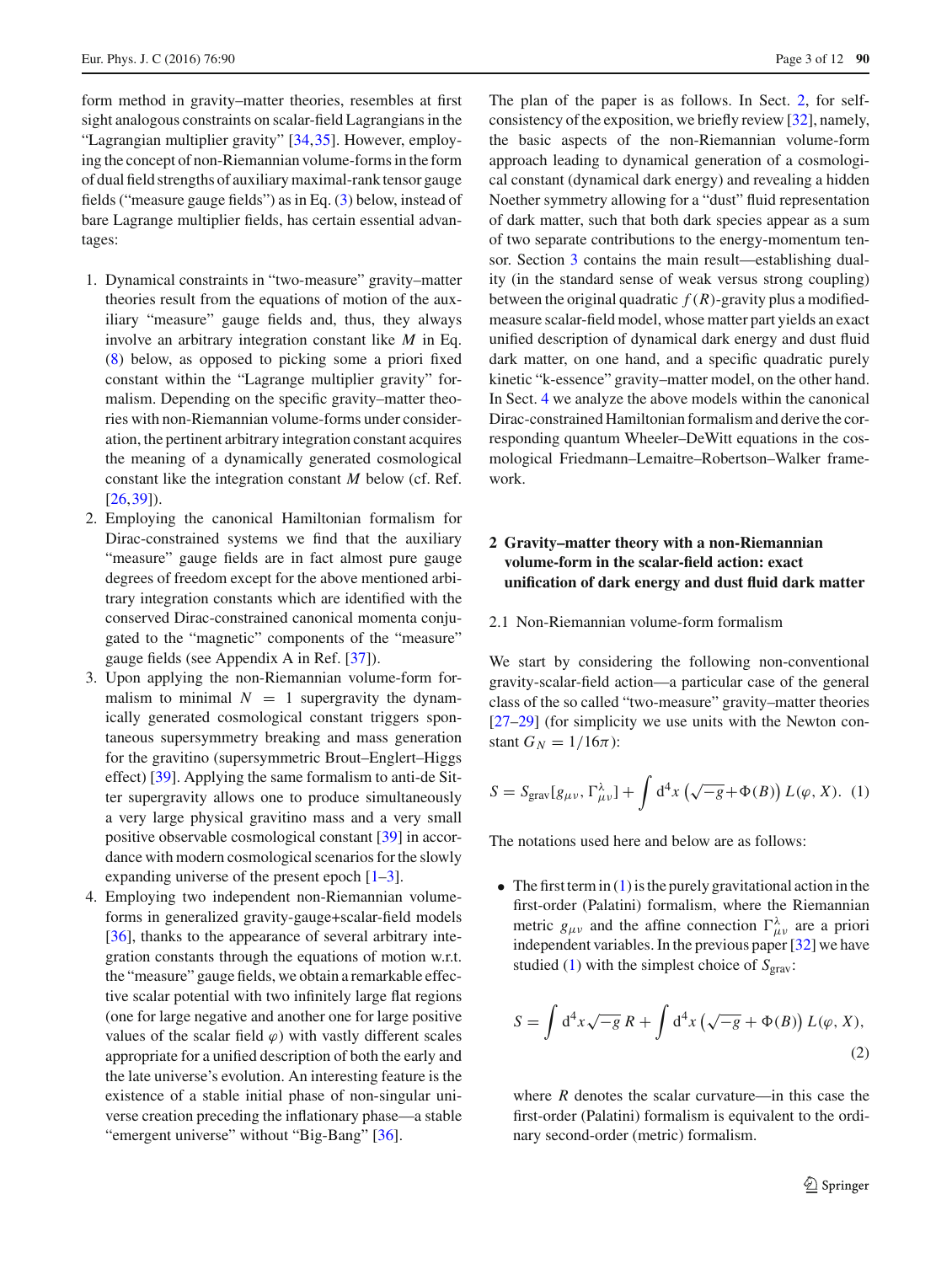form method in gravity–matter theories, resembles at first sight analogous constraints on scalar-field Lagrangians in the "Lagrangian multiplier gravity" [34,35]. However, employing the concept of non-Riemannian volume-forms in the form of dual field strengths of auxiliary maximal-rank tensor gauge fields ("measure gauge fields") as in Eq. (3) below, instead of bare Lagrange multiplier fields, has certain essential advantages:

1. Dynamical constraints in "two-measure" gravity–matter theories result from the equations of motion of the auxiliary "measure" gauge fields and, thus, they always involve an arbitrary integration constant like $M$ in Eq. (8) below, as opposed to picking some a priori fixed constant within the "Lagrange multiplier gravity" formalism. Depending on the specific gravity–matter theories with non-Riemannian volume-forms under consideration, the pertinent arbitrary integration constant acquires the meaning of a dynamically generated cosmological constant like the integration constant $M$ below (cf. Ref. [26,39]).
2. Employing the canonical Hamiltonian formalism for Dirac-constrained systems we find that the auxiliary "measure" gauge fields are in fact almost pure gauge degrees of freedom except for the above mentioned arbitrary integration constants which are identified with the conserved Dirac-constrained canonical momenta conjugated to the "magnetic" components of the "measure" gauge fields (see Appendix A in Ref. [37]).
3. Upon applying the non-Riemannian volume-form formalism to minimal $N = 1$ supergravity the dynamically generated cosmological constant triggers spontaneous supersymmetry breaking and mass generation for the gravitino (supersymmetric Brout–Englert–Higgs effect) [39]. Applying the same formalism to anti-de Sitter supergravity allows one to produce simultaneously a very large physical gravitino mass and a very small positive observable cosmological constant [39] in accordance with modern cosmological scenarios for the slowly expanding universe of the present epoch [1–3].
4. Employing two independent non-Riemannian volume-forms in generalized gravity-gauge+scalar-field models [36], thanks to the appearance of several arbitrary integration constants through the equations of motion w.r.t. the "measure" gauge fields, we obtain a remarkable effective scalar potential with two infinitely large flat regions (one for large negative and another one for large positive values of the scalar field $\varphi$) with vastly different scales appropriate for a unified description of both the early and the late universe's evolution. An interesting feature is the existence of a stable initial phase of non-singular universe creation preceding the inflationary phase—a stable "emergent universe" without "Big-Bang" [36].

The plan of the paper is as follows. In Sect. 2, for self-consistency of the exposition, we briefly review [32], namely, the basic aspects of the non-Riemannian volume-form approach leading to dynamical generation of a cosmological constant (dynamical dark energy) and revealing a hidden Noether symmetry allowing for a "dust" fluid representation of dark matter, such that both dark species appear as a sum of two separate contributions to the energy-momentum tensor. Section 3 contains the main result—establishing duality (in the standard sense of weak versus strong coupling) between the original quadratic $f(R)$-gravity plus a modified-measure scalar-field model, whose matter part yields an exact unified description of dynamical dark energy and dust fluid dark matter, on one hand, and a specific quadratic purely kinetic "k-essence" gravity–matter model, on the other hand. In Sect. 4 we analyze the above models within the canonical Dirac-constrained Hamiltonian formalism and derive the corresponding quantum Wheeler–DeWitt equations in the cosmological Friedmann–Lemaitre–Robertson–Walker framework.

## 2 Gravity–matter theory with a non-Riemannian volume-form in the scalar-field action: exact unification of dark energy and dust fluid dark matter

### 2.1 Non-Riemannian volume-form formalism

We start by considering the following non-conventional gravity-scalar-field action—a particular case of the general class of the so called "two-measure" gravity–matter theories [27–29] (for simplicity we use units with the Newton constant $G_N = 1/16\pi$):

$$S = S_{\rm grav}[g_{\mu\nu}, \Gamma^{\lambda}_{\mu\nu}] + \int d^4x \left(\sqrt{-g} + \Phi(B)\right) L(\varphi, X). \quad (1)$$

The notations used here and below are as follows:

- The first term in (1) is the purely gravitational action in the first-order (Palatini) formalism, where the Riemannian metric $g_{\mu\nu}$ and the affine connection $\Gamma^{\lambda}_{\mu\nu}$ are a priori independent variables. In the previous paper [32] we have studied (1) with the simplest choice of $S_{\rm grav}$:

$$S = \int d^4x \sqrt{-g}\, R + \int d^4x \left(\sqrt{-g} + \Phi(B)\right) L(\varphi, X), \quad (2)$$

where $R$ denotes the scalar curvature—in this case the first-order (Palatini) formalism is equivalent to the ordinary second-order (metric) formalism.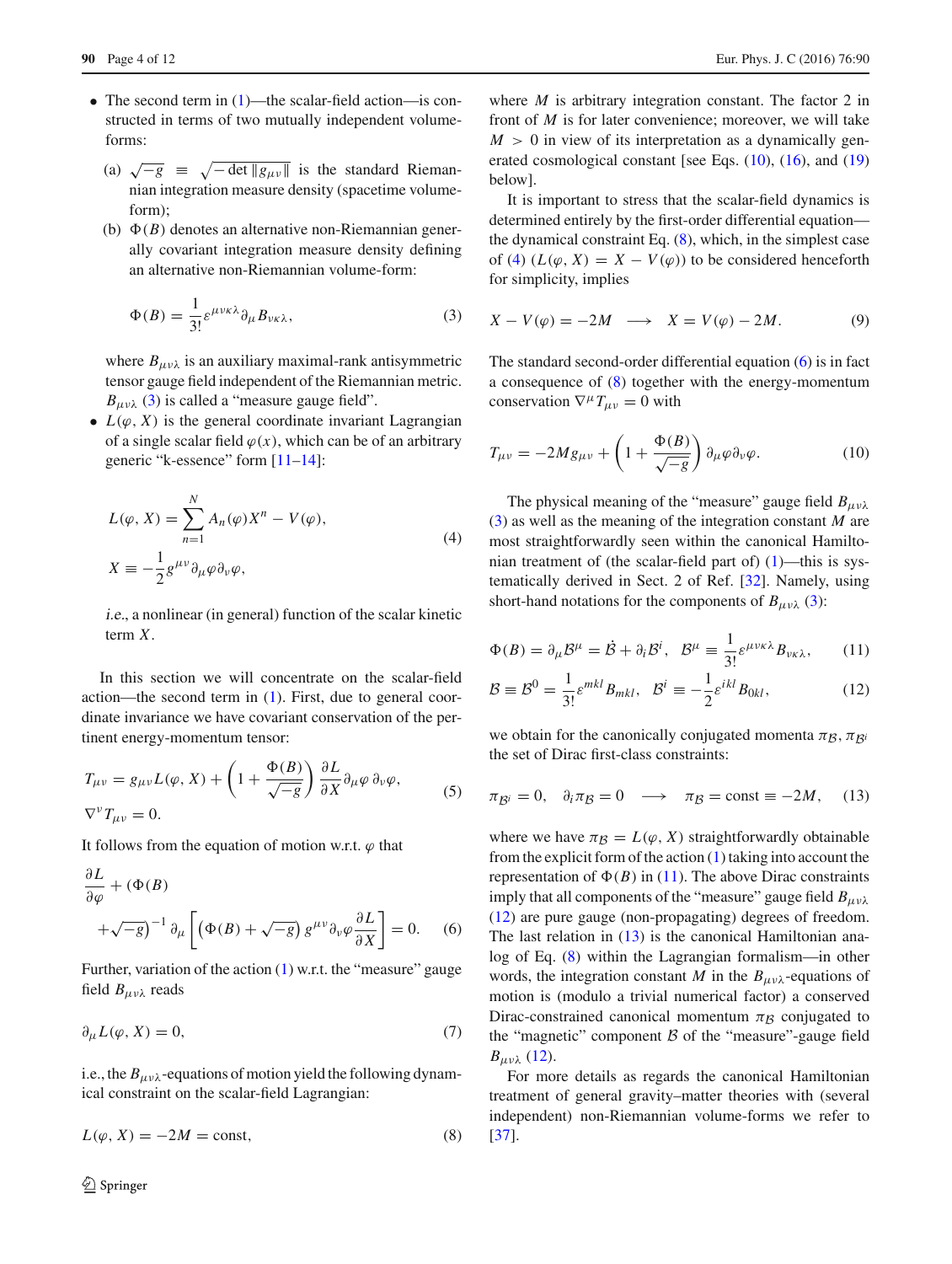- The second term in (1)—the scalar-field action—is constructed in terms of two mutually independent volume-forms:
  - (a) $\sqrt{-g} \equiv \sqrt{-\det \|g_{\mu\nu}\|}$ is the standard Riemannian integration measure density (spacetime volume-form);
  - (b) $\Phi(B)$ denotes an alternative non-Riemannian generally covariant integration measure density defining an alternative non-Riemannian volume-form:

$$\Phi(B) = \frac{1}{3!}\varepsilon^{\mu\nu\kappa\lambda}\partial_\mu B_{\nu\kappa\lambda}, \tag{3}$$

  where $B_{\mu\nu\lambda}$ is an auxiliary maximal-rank antisymmetric tensor gauge field independent of the Riemannian metric. $B_{\mu\nu\lambda}$ (3) is called a "measure gauge field".
- $L(\varphi, X)$ is the general coordinate invariant Lagrangian of a single scalar field $\varphi(x)$, which can be of an arbitrary generic "k-essence" form [11–14]:

$$L(\varphi, X) = \sum_{n=1}^{N} A_n(\varphi) X^n - V(\varphi), \quad X \equiv -\frac{1}{2} g^{\mu\nu}\partial_\mu\varphi\partial_\nu\varphi, \tag{4}$$

  i.e., a nonlinear (in general) function of the scalar kinetic term $X$.

In this section we will concentrate on the scalar-field action—the second term in (1). First, due to general coordinate invariance we have covariant conservation of the pertinent energy-momentum tensor:

$$T_{\mu\nu} = g_{\mu\nu} L(\varphi, X) + \left(1 + \frac{\Phi(B)}{\sqrt{-g}}\right)\frac{\partial L}{\partial X}\partial_\mu\varphi\,\partial_\nu\varphi, \quad \nabla^\nu T_{\mu\nu} = 0. \tag{5}$$

It follows from the equation of motion w.r.t. $\varphi$ that

$$\frac{\partial L}{\partial \varphi} + \left(\Phi(B) + \sqrt{-g}\right)^{-1} \partial_\mu\left[\left(\Phi(B) + \sqrt{-g}\right) g^{\mu\nu}\partial_\nu\varphi \frac{\partial L}{\partial X}\right] = 0. \tag{6}$$

Further, variation of the action (1) w.r.t. the "measure" gauge field $B_{\mu\nu\lambda}$ reads

$$\partial_\mu L(\varphi, X) = 0, \tag{7}$$

i.e., the $B_{\mu\nu\lambda}$-equations of motion yield the following dynamical constraint on the scalar-field Lagrangian:

$$L(\varphi, X) = -2M = \text{const}, \tag{8}$$

where $M$ is arbitrary integration constant. The factor 2 in front of $M$ is for later convenience; moreover, we will take $M > 0$ in view of its interpretation as a dynamically generated cosmological constant [see Eqs. (10), (16), and (19) below].

It is important to stress that the scalar-field dynamics is determined entirely by the first-order differential equation—the dynamical constraint Eq. (8), which, in the simplest case of (4) ($L(\varphi, X) = X - V(\varphi)$) to be considered henceforth for simplicity, implies

$$X - V(\varphi) = -2M \quad \longrightarrow \quad X = V(\varphi) - 2M. \tag{9}$$

The standard second-order differential equation (6) is in fact a consequence of (8) together with the energy-momentum conservation $\nabla^\mu T_{\mu\nu} = 0$ with

$$T_{\mu\nu} = -2M g_{\mu\nu} + \left(1 + \frac{\Phi(B)}{\sqrt{-g}}\right)\partial_\mu\varphi\partial_\nu\varphi. \tag{10}$$

The physical meaning of the "measure" gauge field $B_{\mu\nu\lambda}$ (3) as well as the meaning of the integration constant $M$ are most straightforwardly seen within the canonical Hamiltonian treatment of (the scalar-field part of) (1)—this is systematically derived in Sect. 2 of Ref. [32]. Namely, using short-hand notations for the components of $B_{\mu\nu\lambda}$ (3):

$$\Phi(B) = \partial_\mu \mathcal{B}^\mu = \dot{\mathcal{B}} + \partial_i \mathcal{B}^i, \quad \mathcal{B}^\mu \equiv \frac{1}{3!}\varepsilon^{\mu\nu\kappa\lambda}B_{\nu\kappa\lambda}, \tag{11}$$

$$\mathcal{B} \equiv \mathcal{B}^0 = \frac{1}{3!}\varepsilon^{mkl}B_{mkl}, \quad \mathcal{B}^i \equiv -\frac{1}{2}\varepsilon^{ikl}B_{0kl}, \tag{12}$$

we obtain for the canonically conjugated momenta $\pi_{\mathcal{B}}, \pi_{\mathcal{B}^i}$ the set of Dirac first-class constraints:

$$\pi_{\mathcal{B}^i} = 0, \quad \partial_i \pi_{\mathcal{B}} = 0 \quad \longrightarrow \quad \pi_{\mathcal{B}} = \text{const} \equiv -2M, \tag{13}$$

where we have $\pi_{\mathcal{B}} = L(\varphi, X)$ straightforwardly obtainable from the explicit form of the action (1) taking into account the representation of $\Phi(B)$ in (11). The above Dirac constraints imply that all components of the "measure" gauge field $B_{\mu\nu\lambda}$ (12) are pure gauge (non-propagating) degrees of freedom. The last relation in (13) is the canonical Hamiltonian analog of Eq. (8) within the Lagrangian formalism—in other words, the integration constant $M$ in the $B_{\mu\nu\lambda}$-equations of motion is (modulo a trivial numerical factor) a conserved Dirac-constrained canonical momentum $\pi_{\mathcal{B}}$ conjugated to the "magnetic" component $\mathcal{B}$ of the "measure"-gauge field $B_{\mu\nu\lambda}$ (12).

For more details as regards the canonical Hamiltonian treatment of general gravity–matter theories with (several independent) non-Riemannian volume-forms we refer to [37].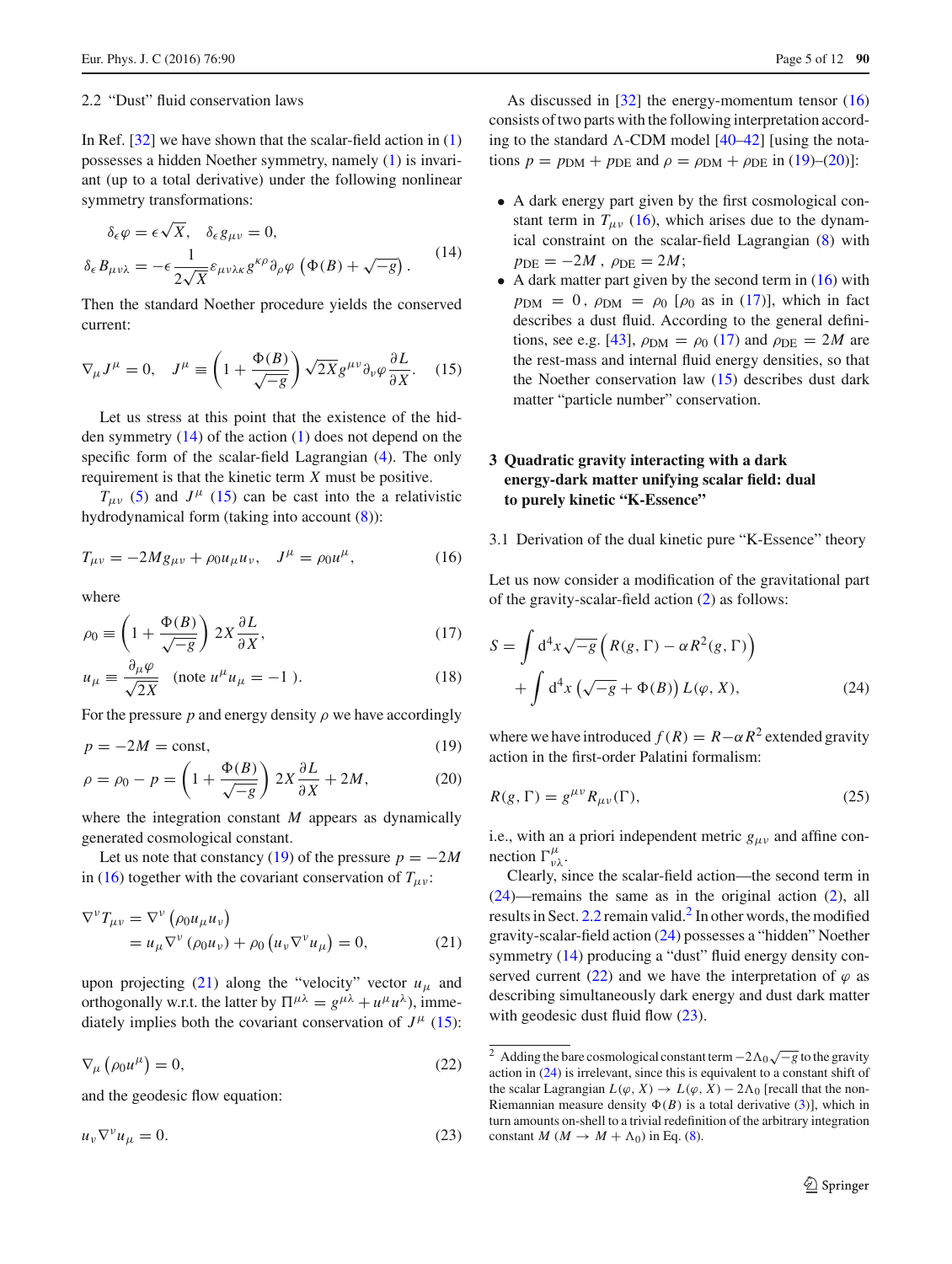### 2.2 "Dust" fluid conservation laws

In Ref. [32] we have shown that the scalar-field action in (1) possesses a hidden Noether symmetry, namely (1) is invariant (up to a total derivative) under the following nonlinear symmetry transformations:

$$\delta_\epsilon \varphi = \epsilon \sqrt{X}, \quad \delta_\epsilon g_{\mu\nu} = 0,$$
$$\delta_\epsilon B_{\mu\nu\lambda} = -\epsilon \frac{1}{2\sqrt{X}} \varepsilon_{\mu\nu\lambda\kappa} g^{\kappa\rho} \partial_\rho \varphi \left( \Phi(B) + \sqrt{-g} \right). \tag{14}$$

Then the standard Noether procedure yields the conserved current:

$$\nabla_\mu J^\mu = 0, \quad J^\mu \equiv \left( 1 + \frac{\Phi(B)}{\sqrt{-g}} \right) \sqrt{2X} g^{\mu\nu} \partial_\nu \varphi \frac{\partial L}{\partial X}. \tag{15}$$

Let us stress at this point that the existence of the hidden symmetry (14) of the action (1) does not depend on the specific form of the scalar-field Lagrangian (4). The only requirement is that the kinetic term $X$ must be positive.

$T_{\mu\nu}$ (5) and $J^\mu$ (15) can be cast into the a relativistic hydrodynamical form (taking into account (8)):

$$T_{\mu\nu} = -2M g_{\mu\nu} + \rho_0 u_\mu u_\nu, \quad J^\mu = \rho_0 u^\mu, \tag{16}$$

where

$$\rho_0 \equiv \left( 1 + \frac{\Phi(B)}{\sqrt{-g}} \right) 2X \frac{\partial L}{\partial X}, \tag{17}$$

$$u_\mu \equiv \frac{\partial_\mu \varphi}{\sqrt{2X}} \quad (\text{note } u^\mu u_\mu = -1\ ). \tag{18}$$

For the pressure $p$ and energy density $\rho$ we have accordingly

$$p = -2M = \text{const}, \tag{19}$$

$$\rho = \rho_0 - p = \left( 1 + \frac{\Phi(B)}{\sqrt{-g}} \right) 2X \frac{\partial L}{\partial X} + 2M, \tag{20}$$

where the integration constant $M$ appears as dynamically generated cosmological constant.

Let us note that constancy (19) of the pressure $p = -2M$ in (16) together with the covariant conservation of $T_{\mu\nu}$:

$$\nabla^\nu T_{\mu\nu} = \nabla^\nu \left( \rho_0 u_\mu u_\nu \right)$$
$$= u_\mu \nabla^\nu \left( \rho_0 u_\nu \right) + \rho_0 \left( u_\nu \nabla^\nu u_\mu \right) = 0, \tag{21}$$

upon projecting (21) along the "velocity" vector $u_\mu$ and orthogonally w.r.t. the latter by $\Pi^{\mu\lambda} = g^{\mu\lambda} + u^\mu u^\lambda$), immediately implies both the covariant conservation of $J^\mu$ (15):

$$\nabla_\mu \left( \rho_0 u^\mu \right) = 0, \tag{22}$$

and the geodesic flow equation:

$$u_\nu \nabla^\nu u_\mu = 0. \tag{23}$$

As discussed in [32] the energy-momentum tensor (16) consists of two parts with the following interpretation according to the standard Λ-CDM model [40–42] [using the notations $p = p_{\rm DM} + p_{\rm DE}$ and $\rho = \rho_{\rm DM} + \rho_{\rm DE}$ in (19)–(20)]:

- A dark energy part given by the first cosmological constant term in $T_{\mu\nu}$ (16), which arises due to the dynamical constraint on the scalar-field Lagrangian (8) with $p_{\rm DE} = -2M$, $\rho_{\rm DE} = 2M$;
- A dark matter part given by the second term in (16) with $p_{\rm DM} = 0$, $\rho_{\rm DM} = \rho_0$ [$\rho_0$ as in (17)], which in fact describes a dust fluid. According to the general definitions, see e.g. [43], $\rho_{\rm DM} = \rho_0$ (17) and $\rho_{\rm DE} = 2M$ are the rest-mass and internal fluid energy densities, so that the Noether conservation law (15) describes dust dark matter "particle number" conservation.

## 3 Quadratic gravity interacting with a dark energy-dark matter unifying scalar field: dual to purely kinetic "K-Essence"

### 3.1 Derivation of the dual kinetic pure "K-Essence" theory

Let us now consider a modification of the gravitational part of the gravity-scalar-field action (2) as follows:

$$S = \int d^4 x \sqrt{-g} \Big( R(g,\Gamma) - \alpha R^2(g,\Gamma) \Big)$$
$$+ \int d^4 x \left( \sqrt{-g} + \Phi(B) \right) L(\varphi, X), \tag{24}$$

where we have introduced $f(R) = R - \alpha R^2$ extended gravity action in the first-order Palatini formalism:

$$R(g,\Gamma) = g^{\mu\nu} R_{\mu\nu}(\Gamma), \tag{25}$$

i.e., with an a priori independent metric $g_{\mu\nu}$ and affine connection $\Gamma^\mu_{\nu\lambda}$.

Clearly, since the scalar-field action—the second term in (24)—remains the same as in the original action (2), all results in Sect. 2.2 remain valid.[2] In other words, the modified gravity-scalar-field action (24) possesses a "hidden" Noether symmetry (14) producing a "dust" fluid energy density conserved current (22) and we have the interpretation of $\varphi$ as describing simultaneously dark energy and dust dark matter with geodesic dust fluid flow (23).

[2] Adding the bare cosmological constant term $-2\Lambda_0\sqrt{-g}$ to the gravity action in (24) is irrelevant, since this is equivalent to a constant shift of the scalar Lagrangian $L(\varphi, X) \to L(\varphi, X) - 2\Lambda_0$ [recall that the non-Riemannian measure density $\Phi(B)$ is a total derivative (3)], which in turn amounts on-shell to a trivial redefinition of the arbitrary integration constant $M$ ($M \to M + \Lambda_0$) in Eq. (8).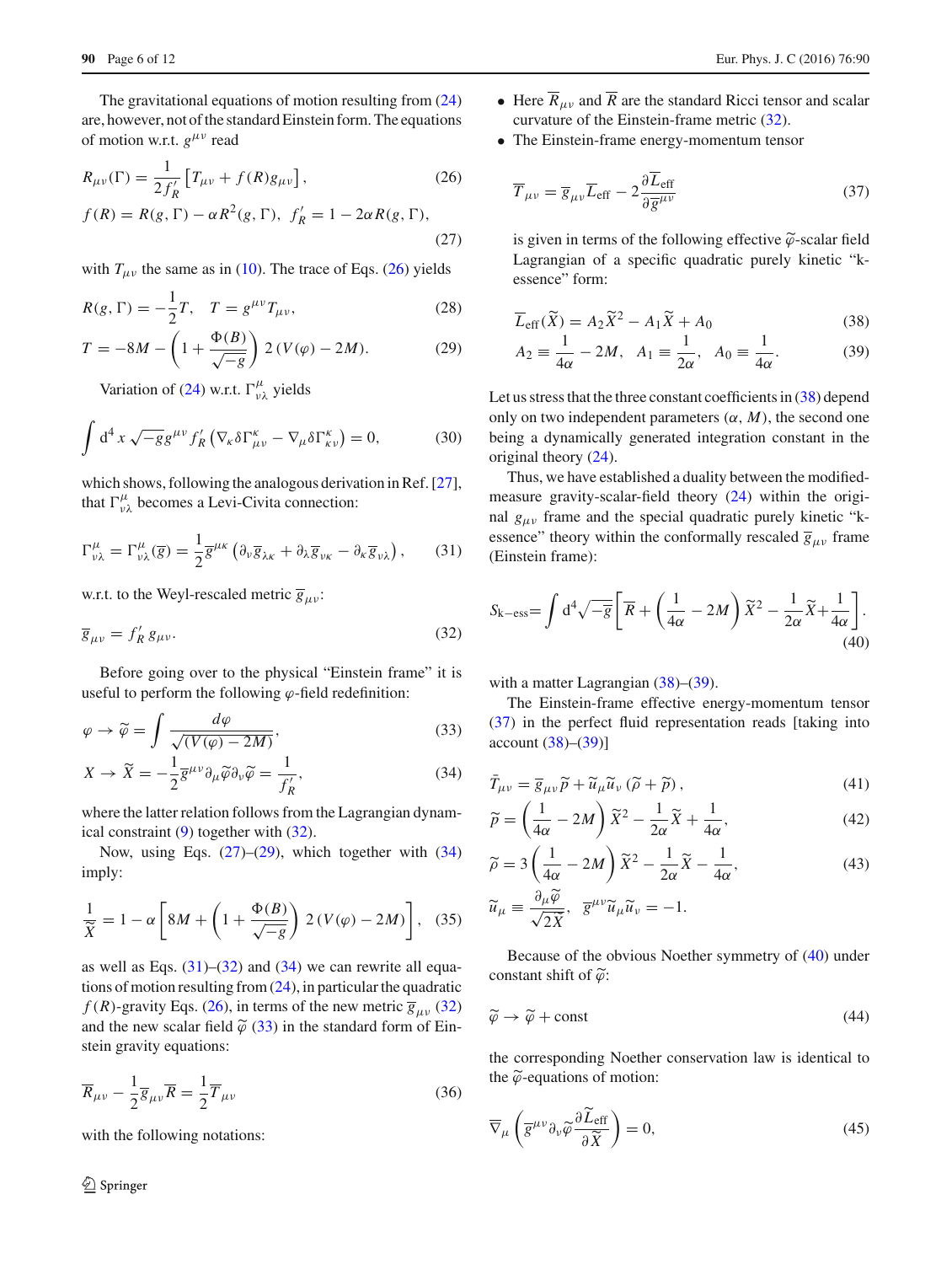The gravitational equations of motion resulting from (24) are, however, not of the standard Einstein form. The equations of motion w.r.t. $g^{\mu\nu}$ read

$$R_{\mu\nu}(\Gamma) = \frac{1}{2f'_R}\left[T_{\mu\nu} + f(R)g_{\mu\nu}\right], \tag{26}$$

$$f(R) = R(g,\Gamma) - \alpha R^2(g,\Gamma),\ \ f'_R = 1 - 2\alpha R(g,\Gamma), \tag{27}$$

with $T_{\mu\nu}$ the same as in (10). The trace of Eqs. (26) yields

$$R(g,\Gamma) = -\frac{1}{2}T, \quad T = g^{\mu\nu}T_{\mu\nu}, \tag{28}$$

$$T = -8M - \left(1 + \frac{\Phi(B)}{\sqrt{-g}}\right) 2\left(V(\varphi) - 2M\right). \tag{29}$$

Variation of (24) w.r.t. $\Gamma^{\mu}_{\nu\lambda}$ yields

$$\int d^4x \sqrt{-g} g^{\mu\nu} f'_R \left(\nabla_\kappa \delta\Gamma^\kappa_{\mu\nu} - \nabla_\mu \delta\Gamma^\kappa_{\kappa\nu}\right) = 0, \tag{30}$$

which shows, following the analogous derivation in Ref. [27], that $\Gamma^{\mu}_{\nu\lambda}$ becomes a Levi-Civita connection:

$$\Gamma^{\mu}_{\nu\lambda} = \Gamma^{\mu}_{\nu\lambda}(\bar{g}) = \frac{1}{2}\bar{g}^{\mu\kappa}\left(\partial_\nu \bar{g}_{\lambda\kappa} + \partial_\lambda \bar{g}_{\nu\kappa} - \partial_\kappa \bar{g}_{\nu\lambda}\right), \tag{31}$$

w.r.t. to the Weyl-rescaled metric $\bar{g}_{\mu\nu}$:

$$\bar{g}_{\mu\nu} = f'_R\, g_{\mu\nu}. \tag{32}$$

Before going over to the physical "Einstein frame" it is useful to perform the following $\varphi$-field redefinition:

$$\varphi \to \widetilde{\varphi} = \int \frac{d\varphi}{\sqrt{(V(\varphi) - 2M)}}, \tag{33}$$

$$X \to \widetilde{X} = -\frac{1}{2}\bar{g}^{\mu\nu}\partial_\mu\widetilde{\varphi}\partial_\nu\widetilde{\varphi} = \frac{1}{f'_R}, \tag{34}$$

where the latter relation follows from the Lagrangian dynamical constraint (9) together with (32).

Now, using Eqs. (27)–(29), which together with (34) imply:

$$\frac{1}{\widetilde{X}} = 1 - \alpha\left[8M + \left(1 + \frac{\Phi(B)}{\sqrt{-g}}\right) 2\left(V(\varphi) - 2M\right)\right], \tag{35}$$

as well as Eqs. (31)–(32) and (34) we can rewrite all equations of motion resulting from (24), in particular the quadratic $f(R)$-gravity Eqs. (26), in terms of the new metric $\bar{g}_{\mu\nu}$ (32) and the new scalar field $\widetilde{\varphi}$ (33) in the standard form of Einstein gravity equations:

$$\bar{R}_{\mu\nu} - \frac{1}{2}\bar{g}_{\mu\nu}\bar{R} = \frac{1}{2}\bar{T}_{\mu\nu} \tag{36}$$

with the following notations:

- Here $\bar{R}_{\mu\nu}$ and $\bar{R}$ are the standard Ricci tensor and scalar curvature of the Einstein-frame metric (32).
- The Einstein-frame energy-momentum tensor

$$\bar{T}_{\mu\nu} = \bar{g}_{\mu\nu}\bar{L}_{\rm eff} - 2\frac{\partial \bar{L}_{\rm eff}}{\partial \bar{g}^{\mu\nu}} \tag{37}$$

is given in terms of the following effective $\widetilde{\varphi}$-scalar field Lagrangian of a specific quadratic purely kinetic "k-essence" form:

$$\bar{L}_{\rm eff}(\widetilde{X}) = A_2\widetilde{X}^2 - A_1\widetilde{X} + A_0 \tag{38}$$

$$A_2 \equiv \frac{1}{4\alpha} - 2M,\ \ A_1 \equiv \frac{1}{2\alpha},\ \ A_0 \equiv \frac{1}{4\alpha}. \tag{39}$$

Let us stress that the three constant coefficients in (38) depend only on two independent parameters $(\alpha, M)$, the second one being a dynamically generated integration constant in the original theory (24).

Thus, we have established a duality between the modified-measure gravity-scalar-field theory (24) within the original $g_{\mu\nu}$ frame and the special quadratic purely kinetic "k-essence" theory within the conformally rescaled $\bar{g}_{\mu\nu}$ frame (Einstein frame):

$$S_{\rm k-ess} = \int d^4\sqrt{-\bar{g}}\left[\bar{R} + \left(\frac{1}{4\alpha} - 2M\right)\widetilde{X}^2 - \frac{1}{2\alpha}\widetilde{X} + \frac{1}{4\alpha}\right]. \tag{40}$$

with a matter Lagrangian (38)–(39).

The Einstein-frame effective energy-momentum tensor (37) in the perfect fluid representation reads [taking into account (38)–(39)]

$$\bar{T}_{\mu\nu} = \bar{g}_{\mu\nu}\widetilde{p} + \widetilde{u}_\mu\widetilde{u}_\nu\left(\widetilde{\rho} + \widetilde{p}\right), \tag{41}$$

$$\widetilde{p} = \left(\frac{1}{4\alpha} - 2M\right)\widetilde{X}^2 - \frac{1}{2\alpha}\widetilde{X} + \frac{1}{4\alpha}, \tag{42}$$

$$\widetilde{\rho} = 3\left(\frac{1}{4\alpha} - 2M\right)\widetilde{X}^2 - \frac{1}{2\alpha}\widetilde{X} - \frac{1}{4\alpha}, \tag{43}$$

$$\widetilde{u}_\mu \equiv \frac{\partial_\mu\widetilde{\varphi}}{\sqrt{2\widetilde{X}}},\ \ \bar{g}^{\mu\nu}\widetilde{u}_\mu\widetilde{u}_\nu = -1.$$

Because of the obvious Noether symmetry of (40) under constant shift of $\widetilde{\varphi}$:

$$\widetilde{\varphi} \to \widetilde{\varphi} + {\rm const} \tag{44}$$

the corresponding Noether conservation law is identical to the $\widetilde{\varphi}$-equations of motion:

$$\bar{\nabla}_\mu\left(\bar{g}^{\mu\nu}\partial_\nu\widetilde{\varphi}\frac{\partial\widetilde{L}_{\rm eff}}{\partial\widetilde{X}}\right) = 0, \tag{45}$$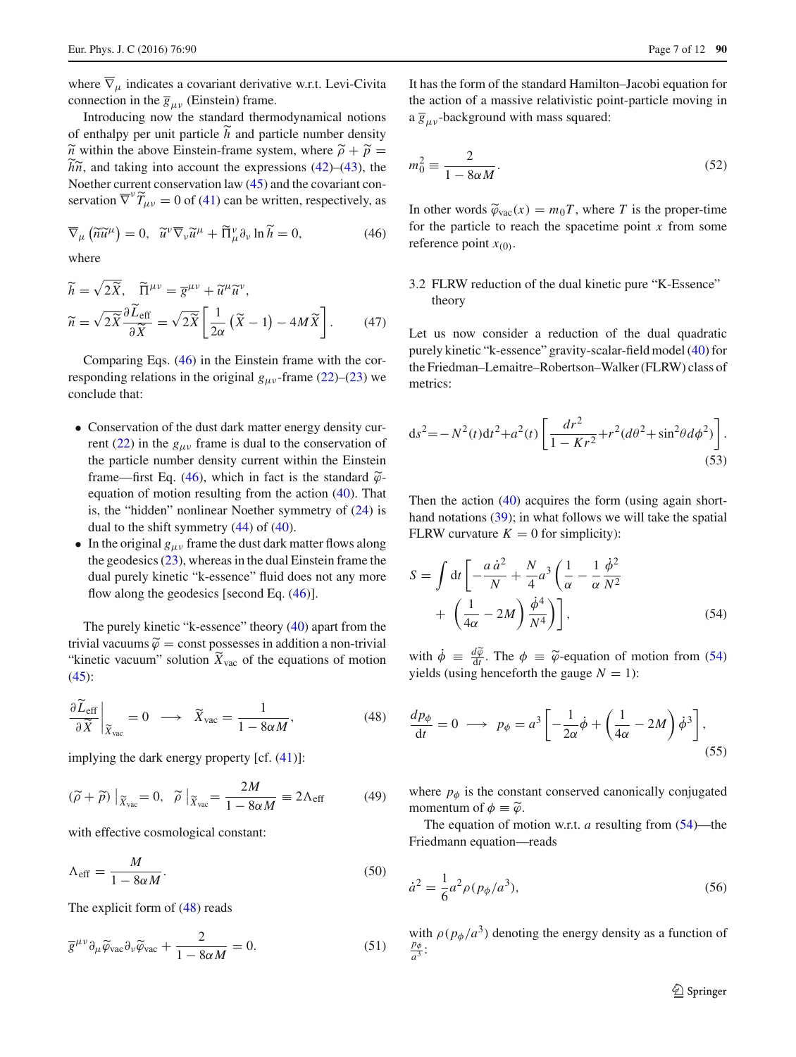where $\overline{\nabla}_\mu$ indicates a covariant derivative w.r.t. Levi-Civita connection in the $\overline{g}_{\mu\nu}$ (Einstein) frame.

Introducing now the standard thermodynamical notions of enthalpy per unit particle $\widetilde{h}$ and particle number density $\widetilde{n}$ within the above Einstein-frame system, where $\widetilde{\rho}+\widetilde{p}=\widetilde{h}\widetilde{n}$, and taking into account the expressions (42)–(43), the Noether current conservation law (45) and the covariant conservation $\overline{\nabla}^\nu \widetilde{T}_{\mu\nu}=0$ of (41) can be written, respectively, as

$$\overline{\nabla}_\mu\left(\widetilde{n}\widetilde{u}^\mu\right)=0,\quad \widetilde{u}^\nu\overline{\nabla}_\nu\widetilde{u}^\mu+\widetilde{\Pi}^\nu_\mu\partial_\nu\ln\widetilde{h}=0, \tag{46}$$

where

$$\widetilde{h}=\sqrt{2\widetilde{X}},\quad \widetilde{\Pi}^{\mu\nu}=\overline{g}^{\mu\nu}+\widetilde{u}^\mu\widetilde{u}^\nu,$$
$$\widetilde{n}=\sqrt{2\widetilde{X}}\frac{\partial\widetilde{L}_{\rm eff}}{\partial\widetilde{X}}=\sqrt{2\widetilde{X}}\left[\frac{1}{2\alpha}\left(\widetilde{X}-1\right)-4M\widetilde{X}\right]. \tag{47}$$

Comparing Eqs. (46) in the Einstein frame with the corresponding relations in the original $g_{\mu\nu}$-frame (22)–(23) we conclude that:

- Conservation of the dust dark matter energy density current (22) in the $g_{\mu\nu}$ frame is dual to the conservation of the particle number density current within the Einstein frame—first Eq. (46), which in fact is the standard $\widetilde{\varphi}$-equation of motion resulting from the action (40). That is, the "hidden" nonlinear Noether symmetry of (24) is dual to the shift symmetry (44) of (40).
- In the original $g_{\mu\nu}$ frame the dust dark matter flows along the geodesics (23), whereas in the dual Einstein frame the dual purely kinetic "k-essence" fluid does not any more flow along the geodesics [second Eq. (46)].

The purely kinetic "k-essence" theory (40) apart from the trivial vacuums $\widetilde{\varphi}=\text{const}$ possesses in addition a non-trivial "kinetic vacuum" solution $\widetilde{X}_{\rm vac}$ of the equations of motion (45):

$$\frac{\partial\widetilde{L}_{\rm eff}}{\partial\widetilde{X}}\Bigg|_{\widetilde{X}_{\rm vac}}=0\quad\longrightarrow\quad\widetilde{X}_{\rm vac}=\frac{1}{1-8\alpha M}, \tag{48}$$

implying the dark energy property [cf. (41)]:

$$(\widetilde{\rho}+\widetilde{p})\,\big|_{\widetilde{X}_{\rm vac}}=0,\quad \widetilde{\rho}\,\big|_{\widetilde{X}_{\rm vac}}=\frac{2M}{1-8\alpha M}\equiv 2\Lambda_{\rm eff} \tag{49}$$

with effective cosmological constant:

$$\Lambda_{\rm eff}=\frac{M}{1-8\alpha M}. \tag{50}$$

The explicit form of (48) reads

$$\overline{g}^{\mu\nu}\partial_\mu\widetilde{\varphi}_{\rm vac}\partial_\nu\widetilde{\varphi}_{\rm vac}+\frac{2}{1-8\alpha M}=0. \tag{51}$$

It has the form of the standard Hamilton–Jacobi equation for the action of a massive relativistic point-particle moving in a $\overline{g}_{\mu\nu}$-background with mass squared:

$$m_0^2\equiv\frac{2}{1-8\alpha M}. \tag{52}$$

In other words $\widetilde{\varphi}_{\rm vac}(x)=m_0 T$, where $T$ is the proper-time for the particle to reach the spacetime point $x$ from some reference point $x_{(0)}$.

### 3.2 FLRW reduction of the dual kinetic pure "K-Essence" theory

Let us now consider a reduction of the dual quadratic purely kinetic "k-essence" gravity-scalar-field model (40) for the Friedman–Lemaitre–Robertson–Walker (FLRW) class of metrics:

$$ds^2=-N^2(t)dt^2+a^2(t)\left[\frac{dr^2}{1-Kr^2}+r^2(d\theta^2+\sin^2\theta d\phi^2)\right]. \tag{53}$$

Then the action (40) acquires the form (using again shorthand notations (39); in what follows we will take the spatial FLRW curvature $K=0$ for simplicity):

$$S=\int dt\left[-\frac{a\,\dot{a}^2}{N}+\frac{N}{4}a^3\left(\frac{1}{\alpha}-\frac{1}{\alpha}\frac{\dot{\phi}^2}{N^2}+\left(\frac{1}{4\alpha}-2M\right)\frac{\dot{\phi}^4}{N^4}\right)\right], \tag{54}$$

with $\dot{\phi}\equiv\frac{d\widetilde{\varphi}}{dt}$. The $\phi\equiv\widetilde{\varphi}$-equation of motion from (54) yields (using henceforth the gauge $N=1$):

$$\frac{dp_\phi}{dt}=0\;\longrightarrow\;p_\phi=a^3\left[-\frac{1}{2\alpha}\dot{\phi}+\left(\frac{1}{4\alpha}-2M\right)\dot{\phi}^3\right], \tag{55}$$

where $p_\phi$ is the constant conserved canonically conjugated momentum of $\phi\equiv\widetilde{\varphi}$.

The equation of motion w.r.t. $a$ resulting from (54)—the Friedmann equation—reads

$$\dot{a}^2=\frac{1}{6}a^2\rho(p_\phi/a^3), \tag{56}$$

with $\rho(p_\phi/a^3)$ denoting the energy density as a function of $\frac{p_\phi}{a^3}$: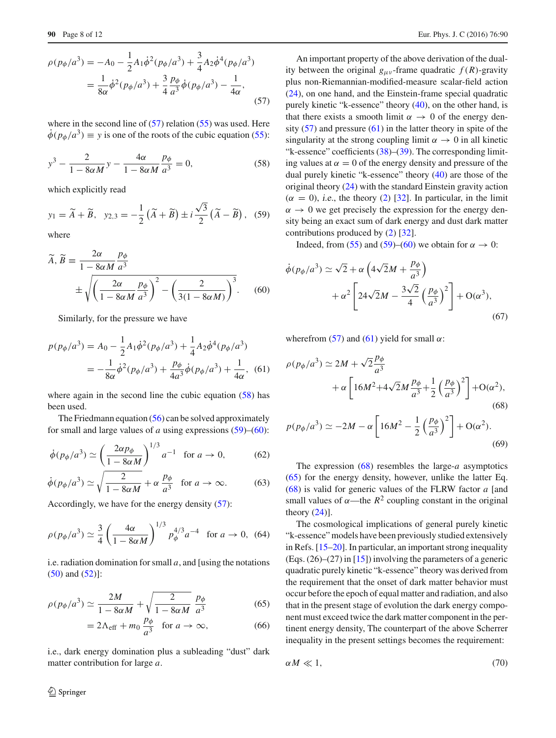$$
\begin{aligned}
\rho(p_\phi/a^3) &= -A_0 - \frac{1}{2}A_1\dot{\phi}^2(p_\phi/a^3) + \frac{3}{4}A_2\dot{\phi}^4(p_\phi/a^3) \\
&= \frac{1}{8\alpha}\dot{\phi}^2(p_\phi/a^3) + \frac{3}{4}\frac{p_\phi}{a^3}\dot{\phi}(p_\phi/a^3) - \frac{1}{4\alpha},
\end{aligned}
\tag{57}
$$

where in the second line of (57) relation (55) was used. Here $\dot{\phi}(p_\phi/a^3) \equiv y$ is one of the roots of the cubic equation (55):

$$
y^3 - \frac{2}{1-8\alpha M}y - \frac{4\alpha}{1-8\alpha M}\frac{p_\phi}{a^3} = 0, \tag{58}
$$

which explicitly read

$$
y_1 = \widetilde{A} + \widetilde{B}, \quad y_{2,3} = -\frac{1}{2}\left(\widetilde{A} + \widetilde{B}\right) \pm i\frac{\sqrt{3}}{2}\left(\widetilde{A} - \widetilde{B}\right), \tag{59}
$$

where

$$
\widetilde{A}, \widetilde{B} \equiv \frac{2\alpha}{1-8\alpha M}\frac{p_\phi}{a^3} \pm \sqrt{\left(\frac{2\alpha}{1-8\alpha M}\frac{p_\phi}{a^3}\right)^2 - \left(\frac{2}{3(1-8\alpha M)}\right)^3}. \tag{60}
$$

Similarly, for the pressure we have

$$
\begin{aligned}
p(p_\phi/a^3) &= A_0 - \frac{1}{2}A_1\dot{\phi}^2(p_\phi/a^3) + \frac{1}{4}A_2\dot{\phi}^4(p_\phi/a^3) \\
&= -\frac{1}{8\alpha}\dot{\phi}^2(p_\phi/a^3) + \frac{p_\phi}{4a^3}\dot{\phi}(p_\phi/a^3) + \frac{1}{4\alpha},
\end{aligned}
\tag{61}
$$

where again in the second line the cubic equation (58) has been used.

The Friedmann equation (56) can be solved approximately for small and large values of $a$ using expressions (59)–(60):

$$
\dot{\phi}(p_\phi/a^3) \simeq \left(\frac{2\alpha p_\phi}{1-8\alpha M}\right)^{1/3} a^{-1} \quad \text{for } a \to 0, \tag{62}
$$

$$
\dot{\phi}(p_\phi/a^3) \simeq \sqrt{\frac{2}{1-8\alpha M}} + \alpha\frac{p_\phi}{a^3} \quad \text{for } a \to \infty. \tag{63}
$$

Accordingly, we have for the energy density (57):

$$
\rho(p_\phi/a^3) \simeq \frac{3}{4}\left(\frac{4\alpha}{1-8\alpha M}\right)^{1/3} p_\phi^{4/3} a^{-4} \quad \text{for } a \to 0, \tag{64}
$$

i.e. radiation domination for small $a$, and [using the notations (50) and (52)]:

$$
\rho(p_\phi/a^3) \simeq \frac{2M}{1-8\alpha M} + \sqrt{\frac{2}{1-8\alpha M}}\frac{p_\phi}{a^3} \tag{65}
$$

$$
= 2\Lambda_{\mathrm{eff}} + m_0\frac{p_\phi}{a^3} \quad \text{for } a \to \infty, \tag{66}
$$

i.e., dark energy domination plus a subleading "dust" dark matter contribution for large $a$.

An important property of the above derivation of the duality between the original $g_{\mu\nu}$-frame quadratic $f(R)$-gravity plus non-Riemannian-modified-measure scalar-field action (24), on one hand, and the Einstein-frame special quadratic purely kinetic "k-essence" theory (40), on the other hand, is that there exists a smooth limit $\alpha \to 0$ of the energy density (57) and pressure (61) in the latter theory in spite of the singularity at the strong coupling limit $\alpha \to 0$ in all kinetic "k-essence" coefficients (38)–(39). The corresponding limiting values at $\alpha = 0$ of the energy density and pressure of the dual purely kinetic "k-essence" theory (40) are those of the original theory (24) with the standard Einstein gravity action ($\alpha = 0$), *i.e.*, the theory (2) [32]. In particular, in the limit $\alpha \to 0$ we get precisely the expression for the energy density being an exact sum of dark energy and dust dark matter contributions produced by (2) [32].

Indeed, from (55) and (59)–(60) we obtain for $\alpha \to 0$:

$$
\begin{aligned}
\dot{\phi}(p_\phi/a^3) &\simeq \sqrt{2} + \alpha\left(4\sqrt{2}M + \frac{p_\phi}{a^3}\right) \\
&\quad + \alpha^2\left[24\sqrt{2}M - \frac{3\sqrt{2}}{4}\left(\frac{p_\phi}{a^3}\right)^2\right] + \mathrm{O}(\alpha^3),
\end{aligned}
\tag{67}
$$

wherefrom (57) and (61) yield for small $\alpha$:

$$
\begin{aligned}
\rho(p_\phi/a^3) &\simeq 2M + \sqrt{2}\frac{p_\phi}{a^3} \\
&\quad + \alpha\left[16M^2 + 4\sqrt{2}M\frac{p_\phi}{a^3} + \frac{1}{2}\left(\frac{p_\phi}{a^3}\right)^2\right] + \mathrm{O}(\alpha^2),
\end{aligned}
\tag{68}
$$

$$
p(p_\phi/a^3) \simeq -2M - \alpha\left[16M^2 - \frac{1}{2}\left(\frac{p_\phi}{a^3}\right)^2\right] + \mathrm{O}(\alpha^2). \tag{69}
$$

The expression (68) resembles the large-$a$ asymptotics (65) for the energy density, however, unlike the latter Eq. (68) is valid for generic values of the FLRW factor $a$ [and small values of $\alpha$—the $R^2$ coupling constant in the original theory (24)].

The cosmological implications of general purely kinetic "k-essence" models have been previously studied extensively in Refs. [15–20]. In particular, an important strong inequality (Eqs. (26)–(27) in [15]) involving the parameters of a generic quadratic purely kinetic "k-essence" theory was derived from the requirement that the onset of dark matter behavior must occur before the epoch of equal matter and radiation, and also that in the present stage of evolution the dark energy component must exceed twice the dark matter component in the pertinent energy density, The counterpart of the above Scherrer inequality in the present settings becomes the requirement:

$$
\alpha M \ll 1, \tag{70}
$$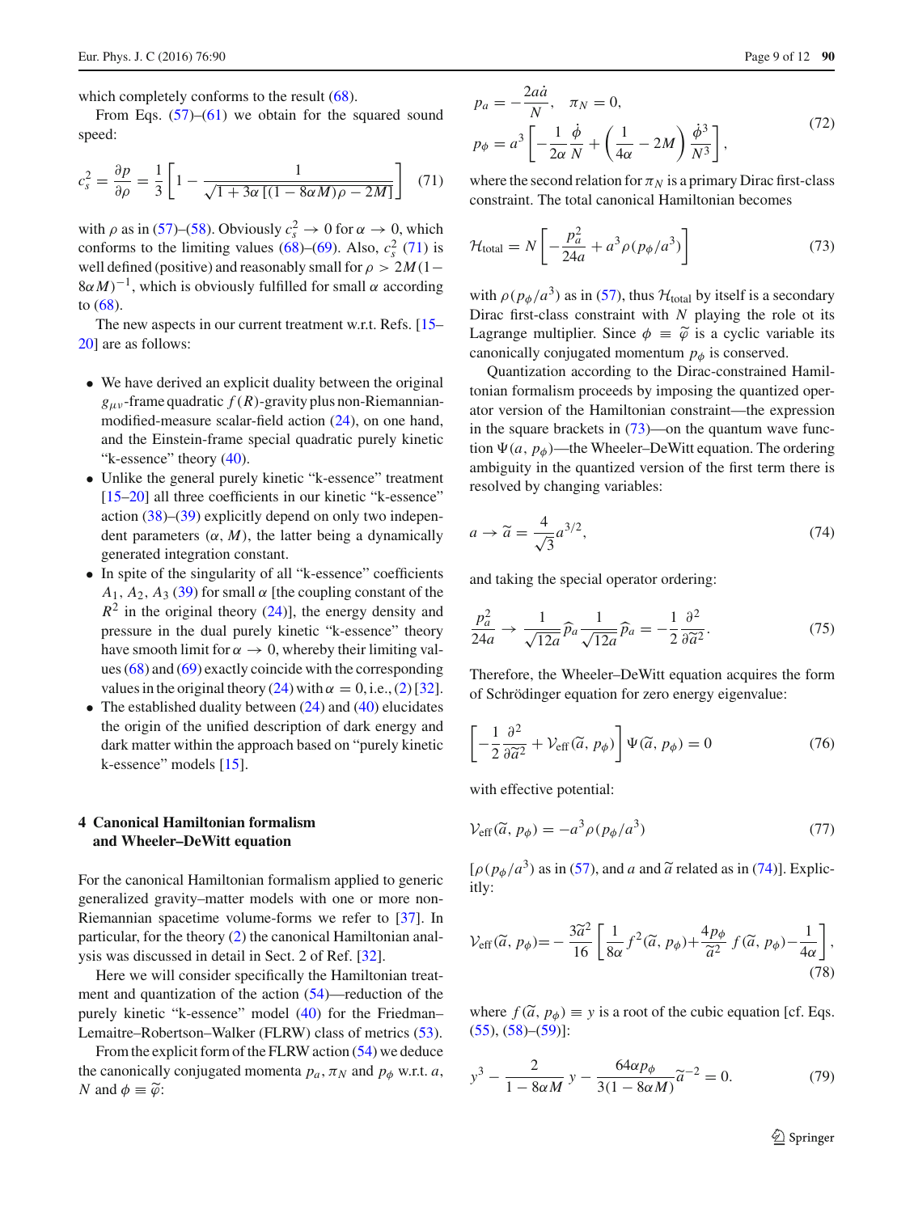which completely conforms to the result (68).

From Eqs. (57)–(61) we obtain for the squared sound speed:

$$c_s^2 = \frac{\partial p}{\partial \rho} = \frac{1}{3}\left[1 - \frac{1}{\sqrt{1 + 3\alpha\left[(1-8\alpha M)\rho - 2M\right]}}\right] \tag{71}$$

with $\rho$ as in (57)–(58). Obviously $c_s^2 \to 0$ for $\alpha \to 0$, which conforms to the limiting values (68)–(69). Also, $c_s^2$ (71) is well defined (positive) and reasonably small for $\rho > 2M(1-8\alpha M)^{-1}$, which is obviously fulfilled for small $\alpha$ according to (68).

The new aspects in our current treatment w.r.t. Refs. [15–20] are as follows:

- We have derived an explicit duality between the original $g_{\mu\nu}$-frame quadratic $f(R)$-gravity plus non-Riemannian-modified-measure scalar-field action (24), on one hand, and the Einstein-frame special quadratic purely kinetic "k-essence" theory (40).
- Unlike the general purely kinetic "k-essence" treatment [15–20] all three coefficients in our kinetic "k-essence" action (38)–(39) explicitly depend on only two independent parameters $(\alpha, M)$, the latter being a dynamically generated integration constant.
- In spite of the singularity of all "k-essence" coefficients $A_1, A_2, A_3$ (39) for small $\alpha$ [the coupling constant of the $R^2$ in the original theory (24)], the energy density and pressure in the dual purely kinetic "k-essence" theory have smooth limit for $\alpha \to 0$, whereby their limiting values (68) and (69) exactly coincide with the corresponding values in the original theory (24) with $\alpha = 0$, i.e., (2) [32].
- The established duality between (24) and (40) elucidates the origin of the unified description of dark energy and dark matter within the approach based on "purely kinetic k-essence" models [15].

## 4 Canonical Hamiltonian formalism and Wheeler–DeWitt equation

For the canonical Hamiltonian formalism applied to generic generalized gravity–matter models with one or more non-Riemannian spacetime volume-forms we refer to [37]. In particular, for the theory (2) the canonical Hamiltonian analysis was discussed in detail in Sect. 2 of Ref. [32].

Here we will consider specifically the Hamiltonian treatment and quantization of the action (54)—reduction of the purely kinetic "k-essence" model (40) for the Friedman–Lemaitre–Robertson–Walker (FLRW) class of metrics (53).

From the explicit form of the FLRW action (54) we deduce the canonically conjugated momenta $p_a, \pi_N$ and $p_\phi$ w.r.t. $a$, $N$ and $\phi \equiv \widetilde{\varphi}$:

$$p_a = -\frac{2a\dot{a}}{N}, \quad \pi_N = 0,$$
$$p_\phi = a^3\left[-\frac{1}{2\alpha}\frac{\dot{\phi}}{N} + \left(\frac{1}{4\alpha} - 2M\right)\frac{\dot{\phi}^3}{N^3}\right], \tag{72}$$

where the second relation for $\pi_N$ is a primary Dirac first-class constraint. The total canonical Hamiltonian becomes

$$\mathcal{H}_{\rm total} = N\left[-\frac{p_a^2}{24a} + a^3\rho(p_\phi/a^3)\right] \tag{73}$$

with $\rho(p_\phi/a^3)$ as in (57), thus $\mathcal{H}_{\rm total}$ by itself is a secondary Dirac first-class constraint with $N$ playing the role ot its Lagrange multiplier. Since $\phi \equiv \widetilde{\varphi}$ is a cyclic variable its canonically conjugated momentum $p_\phi$ is conserved.

Quantization according to the Dirac-constrained Hamiltonian formalism proceeds by imposing the quantized operator version of the Hamiltonian constraint—the expression in the square brackets in (73)—on the quantum wave function $\Psi(a, p_\phi)$—the Wheeler–DeWitt equation. The ordering ambiguity in the quantized version of the first term there is resolved by changing variables:

$$a \to \widetilde{a} = \frac{4}{\sqrt{3}}a^{3/2}, \tag{74}$$

and taking the special operator ordering:

$$\frac{p_a^2}{24a} \to \frac{1}{\sqrt{12a}}\widehat{p}_a\frac{1}{\sqrt{12a}}\widehat{p}_a = -\frac{1}{2}\frac{\partial^2}{\partial\widetilde{a}^2}. \tag{75}$$

Therefore, the Wheeler–DeWitt equation acquires the form of Schrödinger equation for zero energy eigenvalue:

$$\left[-\frac{1}{2}\frac{\partial^2}{\partial\widetilde{a}^2} + \mathcal{V}_{\rm eff}(\widetilde{a}, p_\phi)\right]\Psi(\widetilde{a}, p_\phi) = 0 \tag{76}$$

with effective potential:

$$\mathcal{V}_{\rm eff}(\widetilde{a}, p_\phi) = -a^3\rho(p_\phi/a^3) \tag{77}$$

[$\rho(p_\phi/a^3)$ as in (57), and $a$ and $\widetilde{a}$ related as in (74)]. Explicitly:

$$\mathcal{V}_{\rm eff}(\widetilde{a}, p_\phi) = -\frac{3\widetilde{a}^2}{16}\left[\frac{1}{8\alpha}f^2(\widetilde{a}, p_\phi) + \frac{4p_\phi}{\widetilde{a}^2}f(\widetilde{a}, p_\phi) - \frac{1}{4\alpha}\right], \tag{78}$$

where $f(\widetilde{a}, p_\phi) \equiv y$ is a root of the cubic equation [cf. Eqs. (55), (58)–(59)]:

$$y^3 - \frac{2}{1-8\alpha M}y - \frac{64\alpha p_\phi}{3(1-8\alpha M)}\widetilde{a}^{-2} = 0. \tag{79}$$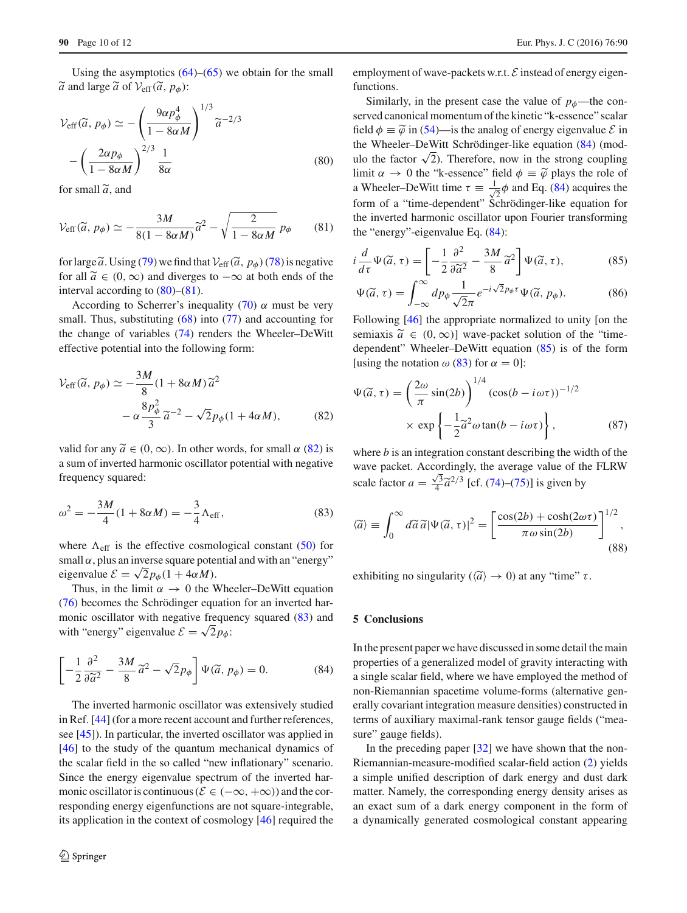Using the asymptotics (64)–(65) we obtain for the small $\widetilde{a}$ and large $\widetilde{a}$ of $\mathcal{V}_{\rm eff}(\widetilde{a}, p_\phi)$:

$$
\mathcal{V}_{\rm eff}(\widetilde{a}, p_\phi) \simeq -\left(\frac{9\alpha p_\phi^4}{1-8\alpha M}\right)^{1/3} \widetilde{a}^{-2/3} - \left(\frac{2\alpha p_\phi}{1-8\alpha M}\right)^{2/3} \frac{1}{8\alpha} \tag{80}
$$

for small $\widetilde{a}$, and

$$
\mathcal{V}_{\rm eff}(\widetilde{a}, p_\phi) \simeq -\frac{3M}{8(1-8\alpha M)}\widetilde{a}^2 - \sqrt{\frac{2}{1-8\alpha M}}\, p_\phi \tag{81}
$$

for large $\widetilde{a}$. Using (79) we find that $\mathcal{V}_{\rm eff}(\widetilde{a}, p_\phi)$ (78) is negative for all $\widetilde{a} \in (0, \infty)$ and diverges to $-\infty$ at both ends of the interval according to (80)–(81).

According to Scherrer's inequality (70) $\alpha$ must be very small. Thus, substituting (68) into (77) and accounting for the change of variables (74) renders the Wheeler–DeWitt effective potential into the following form:

$$
\mathcal{V}_{\rm eff}(\widetilde{a}, p_\phi) \simeq -\frac{3M}{8}(1+8\alpha M)\widetilde{a}^2 - \alpha\frac{8p_\phi^2}{3}\widetilde{a}^{-2} - \sqrt{2}p_\phi(1+4\alpha M), \tag{82}
$$

valid for any $\widetilde{a} \in (0, \infty)$. In other words, for small $\alpha$ (82) is a sum of inverted harmonic oscillator potential with negative frequency squared:

$$
\omega^2 = -\frac{3M}{4}(1+8\alpha M) = -\frac{3}{4}\Lambda_{\rm eff}, \tag{83}
$$

where $\Lambda_{\rm eff}$ is the effective cosmological constant (50) for small $\alpha$, plus an inverse square potential and with an "energy" eigenvalue $\mathcal{E} = \sqrt{2}p_\phi(1+4\alpha M)$.

Thus, in the limit $\alpha \to 0$ the Wheeler–DeWitt equation (76) becomes the Schrödinger equation for an inverted harmonic oscillator with negative frequency squared (83) and with "energy" eigenvalue $\mathcal{E} = \sqrt{2}p_\phi$:

$$
\left[-\frac{1}{2}\frac{\partial^2}{\partial\widetilde{a}^2} - \frac{3M}{8}\widetilde{a}^2 - \sqrt{2}p_\phi\right]\Psi(\widetilde{a}, p_\phi) = 0. \tag{84}
$$

The inverted harmonic oscillator was extensively studied in Ref. [44] (for a more recent account and further references, see [45]). In particular, the inverted oscillator was applied in [46] to the study of the quantum mechanical dynamics of the scalar field in the so called "new inflationary" scenario. Since the energy eigenvalue spectrum of the inverted harmonic oscillator is continuous ($\mathcal{E} \in (-\infty, +\infty)$) and the corresponding energy eigenfunctions are not square-integrable, its application in the context of cosmology [46] required the employment of wave-packets w.r.t. $\mathcal{E}$ instead of energy eigenfunctions.

Similarly, in the present case the value of $p_\phi$—the conserved canonical momentum of the kinetic "k-essence" scalar field $\phi \equiv \widetilde{\varphi}$ in (54)—is the analog of energy eigenvalue $\mathcal{E}$ in the Wheeler–DeWitt Schrödinger-like equation (84) (modulo the factor $\sqrt{2}$). Therefore, now in the strong coupling limit $\alpha \to 0$ the "k-essence" field $\phi \equiv \widetilde{\varphi}$ plays the role of a Wheeler–DeWitt time $\tau \equiv \frac{1}{\sqrt{2}}\phi$ and Eq. (84) acquires the form of a "time-dependent" Schrödinger-like equation for the inverted harmonic oscillator upon Fourier transforming the "energy"-eigenvalue Eq. (84):

$$
i\frac{d}{d\tau}\Psi(\widetilde{a}, \tau) = \left[-\frac{1}{2}\frac{\partial^2}{\partial\widetilde{a}^2} - \frac{3M}{8}\widetilde{a}^2\right]\Psi(\widetilde{a}, \tau), \tag{85}
$$

$$
\Psi(\widetilde{a}, \tau) = \int_{-\infty}^{\infty} dp_\phi \frac{1}{\sqrt{2\pi}} e^{-i\sqrt{2}p_\phi\tau}\Psi(\widetilde{a}, p_\phi). \tag{86}
$$

Following [46] the appropriate normalized to unity [on the semiaxis $\widetilde{a} \in (0, \infty)$] wave-packet solution of the "time-dependent" Wheeler–DeWitt equation (85) is of the form [using the notation $\omega$ (83) for $\alpha = 0$]:

$$
\Psi(\widetilde{a}, \tau) = \left(\frac{2\omega}{\pi}\sin(2b)\right)^{1/4} (\cos(b - i\omega\tau))^{-1/2} \times \exp\left\{-\frac{1}{2}\widetilde{a}^2\omega\tan(b - i\omega\tau)\right\}, \tag{87}
$$

where $b$ is an integration constant describing the width of the wave packet. Accordingly, the average value of the FLRW scale factor $a = \frac{\sqrt{3}}{4}\widetilde{a}^{2/3}$ [cf. (74)–(75)] is given by

$$
\langle\widetilde{a}\rangle \equiv \int_0^\infty d\widetilde{a}\,\widetilde{a}|\Psi(\widetilde{a}, \tau)|^2 = \left[\frac{\cos(2b) + \cosh(2\omega\tau)}{\pi\omega\sin(2b)}\right]^{1/2}, \tag{88}
$$

exhibiting no singularity ($\langle\widetilde{a}\rangle \to 0$) at any "time" $\tau$.

## 5 Conclusions

In the present paper we have discussed in some detail the main properties of a generalized model of gravity interacting with a single scalar field, where we have employed the method of non-Riemannian spacetime volume-forms (alternative generally covariant integration measure densities) constructed in terms of auxiliary maximal-rank tensor gauge fields ("measure" gauge fields).

In the preceding paper [32] we have shown that the non-Riemannian-measure-modified scalar-field action (2) yields a simple unified description of dark energy and dust dark matter. Namely, the corresponding energy density arises as an exact sum of a dark energy component in the form of a dynamically generated cosmological constant appearing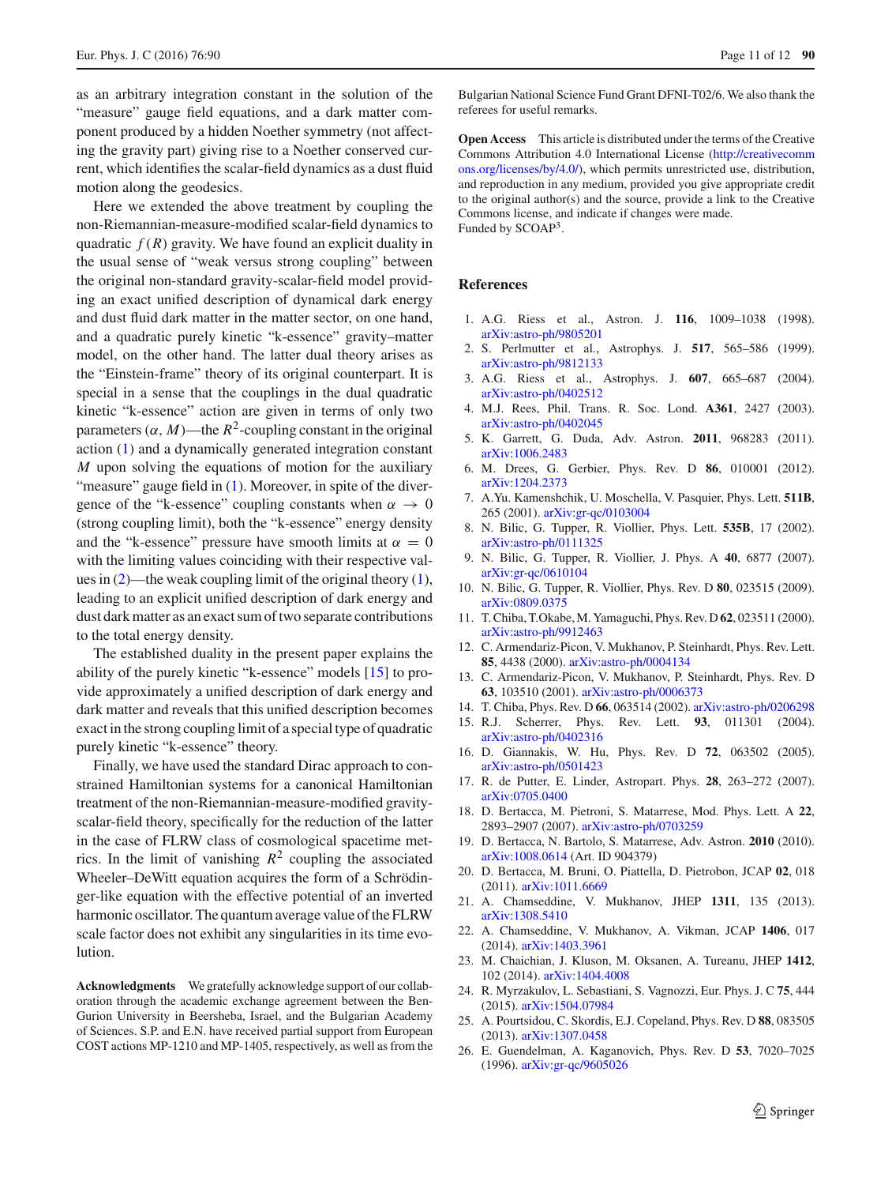as an arbitrary integration constant in the solution of the "measure" gauge field equations, and a dark matter component produced by a hidden Noether symmetry (not affecting the gravity part) giving rise to a Noether conserved current, which identifies the scalar-field dynamics as a dust fluid motion along the geodesics.

Here we extended the above treatment by coupling the non-Riemannian-measure-modified scalar-field dynamics to quadratic $f(R)$ gravity. We have found an explicit duality in the usual sense of "weak versus strong coupling" between the original non-standard gravity-scalar-field model providing an exact unified description of dynamical dark energy and dust fluid dark matter in the matter sector, on one hand, and a quadratic purely kinetic "k-essence" gravity–matter model, on the other hand. The latter dual theory arises as the "Einstein-frame" theory of its original counterpart. It is special in a sense that the couplings in the dual quadratic kinetic "k-essence" action are given in terms of only two parameters $(\alpha, M)$—the $R^2$-coupling constant in the original action (1) and a dynamically generated integration constant $M$ upon solving the equations of motion for the auxiliary "measure" gauge field in (1). Moreover, in spite of the divergence of the "k-essence" coupling constants when $\alpha \to 0$ (strong coupling limit), both the "k-essence" energy density and the "k-essence" pressure have smooth limits at $\alpha = 0$ with the limiting values coinciding with their respective values in (2)—the weak coupling limit of the original theory (1), leading to an explicit unified description of dark energy and dust dark matter as an exact sum of two separate contributions to the total energy density.

The established duality in the present paper explains the ability of the purely kinetic "k-essence" models [15] to provide approximately a unified description of dark energy and dark matter and reveals that this unified description becomes exact in the strong coupling limit of a special type of quadratic purely kinetic "k-essence" theory.

Finally, we have used the standard Dirac approach to constrained Hamiltonian systems for a canonical Hamiltonian treatment of the non-Riemannian-measure-modified gravity-scalar-field theory, specifically for the reduction of the latter in the case of FLRW class of cosmological spacetime metrics. In the limit of vanishing $R^2$ coupling the associated Wheeler–DeWitt equation acquires the form of a Schrödinger-like equation with the effective potential of an inverted harmonic oscillator. The quantum average value of the FLRW scale factor does not exhibit any singularities in its time evolution.

**Acknowledgments** We gratefully acknowledge support of our collaboration through the academic exchange agreement between the Ben-Gurion University in Beersheba, Israel, and the Bulgarian Academy of Sciences. S.P. and E.N. have received partial support from European COST actions MP-1210 and MP-1405, respectively, as well as from the Bulgarian National Science Fund Grant DFNI-T02/6. We also thank the referees for useful remarks.

**Open Access** This article is distributed under the terms of the Creative Commons Attribution 4.0 International License (http://creativecommons.org/licenses/by/4.0/), which permits unrestricted use, distribution, and reproduction in any medium, provided you give appropriate credit to the original author(s) and the source, provide a link to the Creative Commons license, and indicate if changes were made.
Funded by SCOAP[3].

## References

1. A.G. Riess et al., Astron. J. **116**, 1009–1038 (1998). arXiv:astro-ph/9805201
2. S. Perlmutter et al., Astrophys. J. **517**, 565–586 (1999). arXiv:astro-ph/9812133
3. A.G. Riess et al., Astrophys. J. **607**, 665–687 (2004). arXiv:astro-ph/0402512
4. M.J. Rees, Phil. Trans. R. Soc. Lond. **A361**, 2427 (2003). arXiv:astro-ph/0402045
5. K. Garrett, G. Duda, Adv. Astron. **2011**, 968283 (2011). arXiv:1006.2483
6. M. Drees, G. Gerbier, Phys. Rev. D **86**, 010001 (2012). arXiv:1204.2373
7. A.Yu. Kamenshchik, U. Moschella, V. Pasquier, Phys. Lett. **511B**, 265 (2001). arXiv:gr-qc/0103004
8. N. Bilic, G. Tupper, R. Viollier, Phys. Lett. **535B**, 17 (2002). arXiv:astro-ph/0111325
9. N. Bilic, G. Tupper, R. Viollier, J. Phys. A **40**, 6877 (2007). arXiv:gr-qc/0610104
10. N. Bilic, G. Tupper, R. Viollier, Phys. Rev. D **80**, 023515 (2009). arXiv:0809.0375
11. T. Chiba, T.Okabe, M. Yamaguchi, Phys. Rev. D **62**, 023511 (2000). arXiv:astro-ph/9912463
12. C. Armendariz-Picon, V. Mukhanov, P. Steinhardt, Phys. Rev. Lett. **85**, 4438 (2000). arXiv:astro-ph/0004134
13. C. Armendariz-Picon, V. Mukhanov, P. Steinhardt, Phys. Rev. D **63**, 103510 (2001). arXiv:astro-ph/0006373
14. T. Chiba, Phys. Rev. D **66**, 063514 (2002). arXiv:astro-ph/0206298
15. R.J. Scherrer, Phys. Rev. Lett. **93**, 011301 (2004). arXiv:astro-ph/0402316
16. D. Giannakis, W. Hu, Phys. Rev. D **72**, 063502 (2005). arXiv:astro-ph/0501423
17. R. de Putter, E. Linder, Astropart. Phys. **28**, 263–272 (2007). arXiv:0705.0400
18. D. Bertacca, M. Pietroni, S. Matarrese, Mod. Phys. Lett. A **22**, 2893–2907 (2007). arXiv:astro-ph/0703259
19. D. Bertacca, N. Bartolo, S. Matarrese, Adv. Astron. **2010** (2010). arXiv:1008.0614 (Art. ID 904379)
20. D. Bertacca, M. Bruni, O. Piattella, D. Pietrobon, JCAP **02**, 018 (2011). arXiv:1011.6669
21. A. Chamseddine, V. Mukhanov, JHEP **1311**, 135 (2013). arXiv:1308.5410
22. A. Chamseddine, V. Mukhanov, A. Vikman, JCAP **1406**, 017 (2014). arXiv:1403.3961
23. M. Chaichian, J. Kluson, M. Oksanen, A. Tureanu, JHEP **1412**, 102 (2014). arXiv:1404.4008
24. R. Myrzakulov, L. Sebastiani, S. Vagnozzi, Eur. Phys. J. C **75**, 444 (2015). arXiv:1504.07984
25. A. Pourtsidou, C. Skordis, E.J. Copeland, Phys. Rev. D **88**, 083505 (2013). arXiv:1307.0458
26. E. Guendelman, A. Kaganovich, Phys. Rev. D **53**, 7020–7025 (1996). arXiv:gr-qc/9605026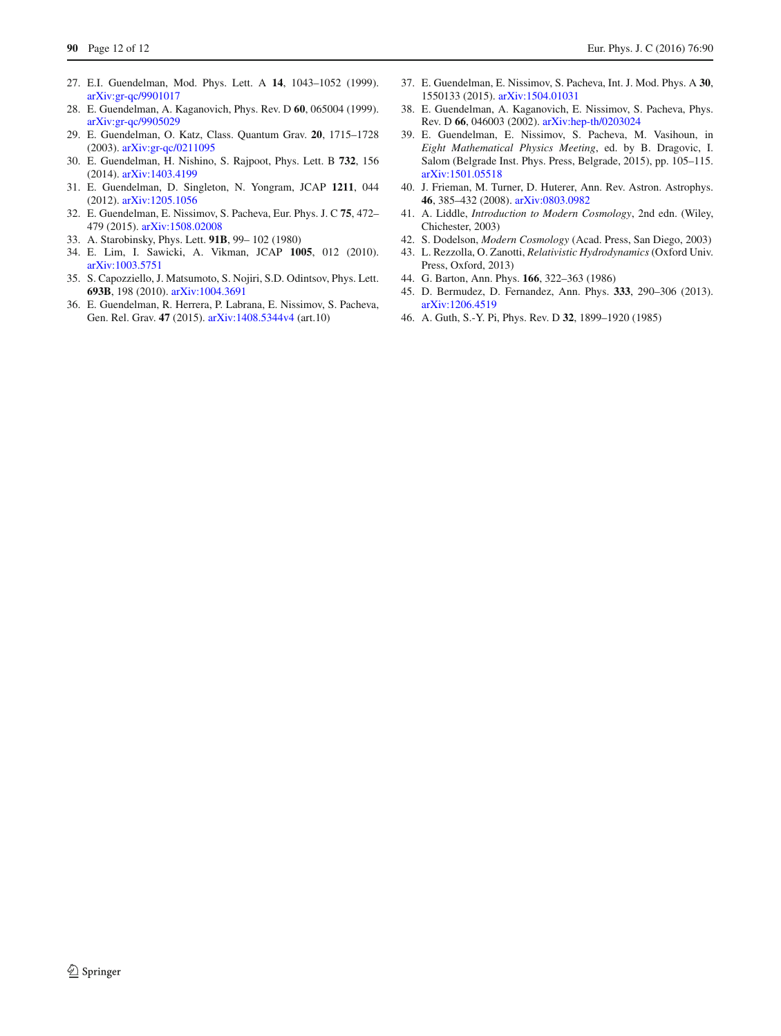27. E.I. Guendelman, Mod. Phys. Lett. A **14**, 1043–1052 (1999). arXiv:gr-qc/9901017
28. E. Guendelman, A. Kaganovich, Phys. Rev. D **60**, 065004 (1999). arXiv:gr-qc/9905029
29. E. Guendelman, O. Katz, Class. Quantum Grav. **20**, 1715–1728 (2003). arXiv:gr-qc/0211095
30. E. Guendelman, H. Nishino, S. Rajpoot, Phys. Lett. B **732**, 156 (2014). arXiv:1403.4199
31. E. Guendelman, D. Singleton, N. Yongram, JCAP **1211**, 044 (2012). arXiv:1205.1056
32. E. Guendelman, E. Nissimov, S. Pacheva, Eur. Phys. J. C **75**, 472–479 (2015). arXiv:1508.02008
33. A. Starobinsky, Phys. Lett. **91B**, 99– 102 (1980)
34. E. Lim, I. Sawicki, A. Vikman, JCAP **1005**, 012 (2010). arXiv:1003.5751
35. S. Capozziello, J. Matsumoto, S. Nojiri, S.D. Odintsov, Phys. Lett. **693B**, 198 (2010). arXiv:1004.3691
36. E. Guendelman, R. Herrera, P. Labrana, E. Nissimov, S. Pacheva, Gen. Rel. Grav. **47** (2015). arXiv:1408.5344v4 (art.10)
37. E. Guendelman, E. Nissimov, S. Pacheva, Int. J. Mod. Phys. A **30**, 1550133 (2015). arXiv:1504.01031
38. E. Guendelman, A. Kaganovich, E. Nissimov, S. Pacheva, Phys. Rev. D **66**, 046003 (2002). arXiv:hep-th/0203024
39. E. Guendelman, E. Nissimov, S. Pacheva, M. Vasihoun, in *Eight Mathematical Physics Meeting*, ed. by B. Dragovic, I. Salom (Belgrade Inst. Phys. Press, Belgrade, 2015), pp. 105–115. arXiv:1501.05518
40. J. Frieman, M. Turner, D. Huterer, Ann. Rev. Astron. Astrophys. **46**, 385–432 (2008). arXiv:0803.0982
41. A. Liddle, *Introduction to Modern Cosmology*, 2nd edn. (Wiley, Chichester, 2003)
42. S. Dodelson, *Modern Cosmology* (Acad. Press, San Diego, 2003)
43. L. Rezzolla, O. Zanotti, *Relativistic Hydrodynamics* (Oxford Univ. Press, Oxford, 2013)
44. G. Barton, Ann. Phys. **166**, 322–363 (1986)
45. D. Bermudez, D. Fernandez, Ann. Phys. **333**, 290–306 (2013). arXiv:1206.4519
46. A. Guth, S.-Y. Pi, Phys. Rev. D **32**, 1899–1920 (1985)